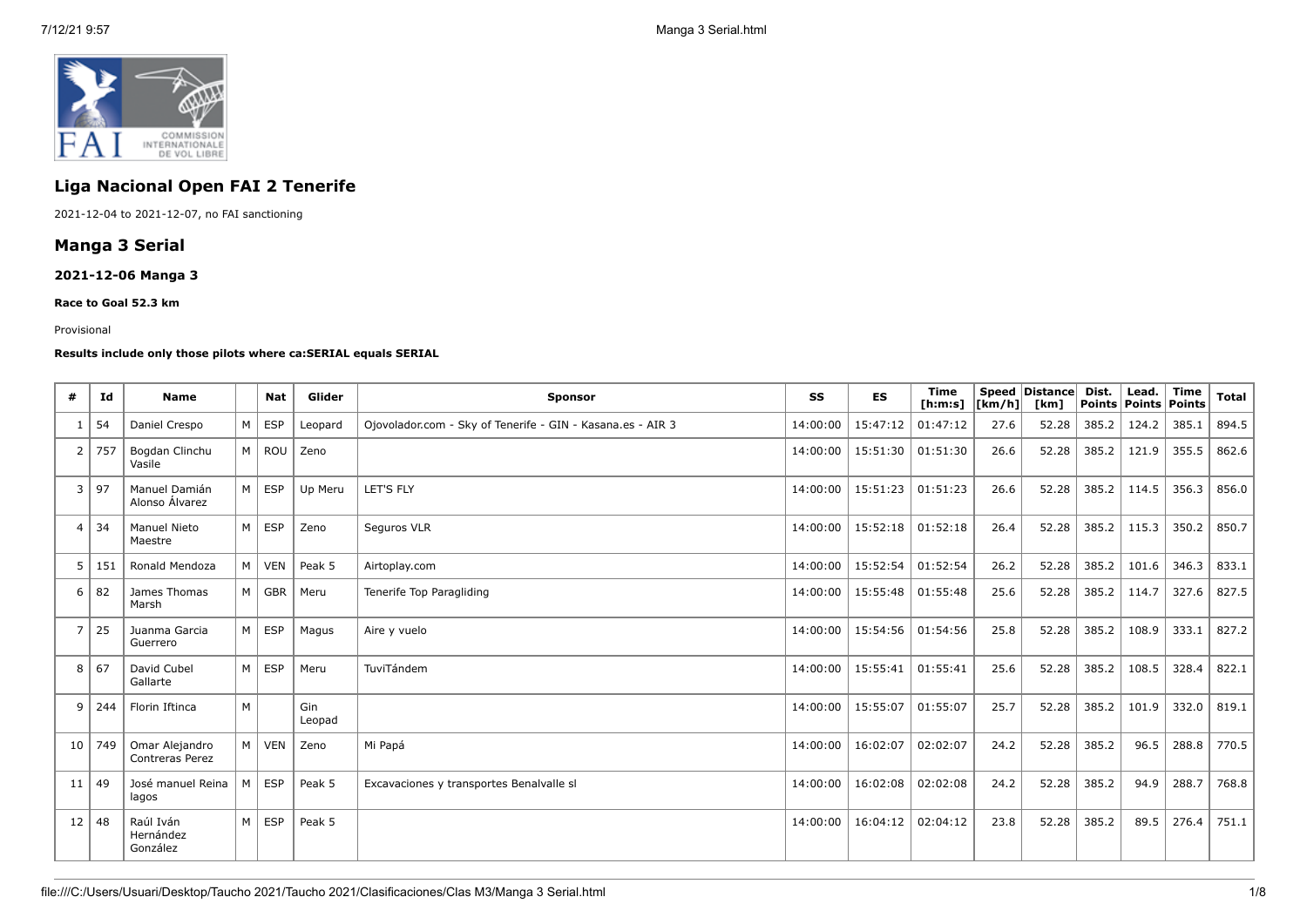## Liga Nacional Open FAI 2 Tenerife

2021-12-04 to 2021-12-07, no FAI sanctioning

## Manga 3 Serial

### 2021-12-06 Manga 3

#### Race to Goal 52.3 km

Provisional

**Results include only those pilots where ca:SERIAL equals SERIAL**

| # | Id | Name | | Nat | Glider | Sponsor | SS | ES | Time [h:m:s] | Speed [km/h] | Distance [km] | Dist. Points | Lead. Points | Time Points | Total |
|---|---|---|---|---|---|---|---|---|---|---|---|---|---|---|---|
| 1 | 54 | Daniel Crespo | M | ESP | Leopard | Ojovolador.com - Sky of Tenerife - GIN - Kasana.es - AIR 3 | 14:00:00 | 15:47:12 | 01:47:12 | 27.6 | 52.28 | 385.2 | 124.2 | 385.1 | 894.5 |
| 2 | 757 | Bogdan Clinchu Vasile | M | ROU | Zeno | | 14:00:00 | 15:51:30 | 01:51:30 | 26.6 | 52.28 | 385.2 | 121.9 | 355.5 | 862.6 |
| 3 | 97 | Manuel Damián Alonso Álvarez | M | ESP | Up Meru | LET'S FLY | 14:00:00 | 15:51:23 | 01:51:23 | 26.6 | 52.28 | 385.2 | 114.5 | 356.3 | 856.0 |
| 4 | 34 | Manuel Nieto Maestre | M | ESP | Zeno | Seguros VLR | 14:00:00 | 15:52:18 | 01:52:18 | 26.4 | 52.28 | 385.2 | 115.3 | 350.2 | 850.7 |
| 5 | 151 | Ronald Mendoza | M | VEN | Peak 5 | Airtoplay.com | 14:00:00 | 15:52:54 | 01:52:54 | 26.2 | 52.28 | 385.2 | 101.6 | 346.3 | 833.1 |
| 6 | 82 | James Thomas Marsh | M | GBR | Meru | Tenerife Top Paragliding | 14:00:00 | 15:55:48 | 01:55:48 | 25.6 | 52.28 | 385.2 | 114.7 | 327.6 | 827.5 |
| 7 | 25 | Juanma Garcia Guerrero | M | ESP | Magus | Aire y vuelo | 14:00:00 | 15:54:56 | 01:54:56 | 25.8 | 52.28 | 385.2 | 108.9 | 333.1 | 827.2 |
| 8 | 67 | David Cubel Gallarte | M | ESP | Meru | TuviTándem | 14:00:00 | 15:55:41 | 01:55:41 | 25.6 | 52.28 | 385.2 | 108.5 | 328.4 | 822.1 |
| 9 | 244 | Florin Iftinca | M | | Gin Leopad | | 14:00:00 | 15:55:07 | 01:55:07 | 25.7 | 52.28 | 385.2 | 101.9 | 332.0 | 819.1 |
| 10 | 749 | Omar Alejandro Contreras Perez | M | VEN | Zeno | Mi Papá | 14:00:00 | 16:02:07 | 02:02:07 | 24.2 | 52.28 | 385.2 | 96.5 | 288.8 | 770.5 |
| 11 | 49 | José manuel Reina lagos | M | ESP | Peak 5 | Excavaciones y transportes Benalvalle sl | 14:00:00 | 16:02:08 | 02:02:08 | 24.2 | 52.28 | 385.2 | 94.9 | 288.7 | 768.8 |
| 12 | 48 | Raúl Iván Hernández González | M | ESP | Peak 5 | | 14:00:00 | 16:04:12 | 02:04:12 | 23.8 | 52.28 | 385.2 | 89.5 | 276.4 | 751.1 |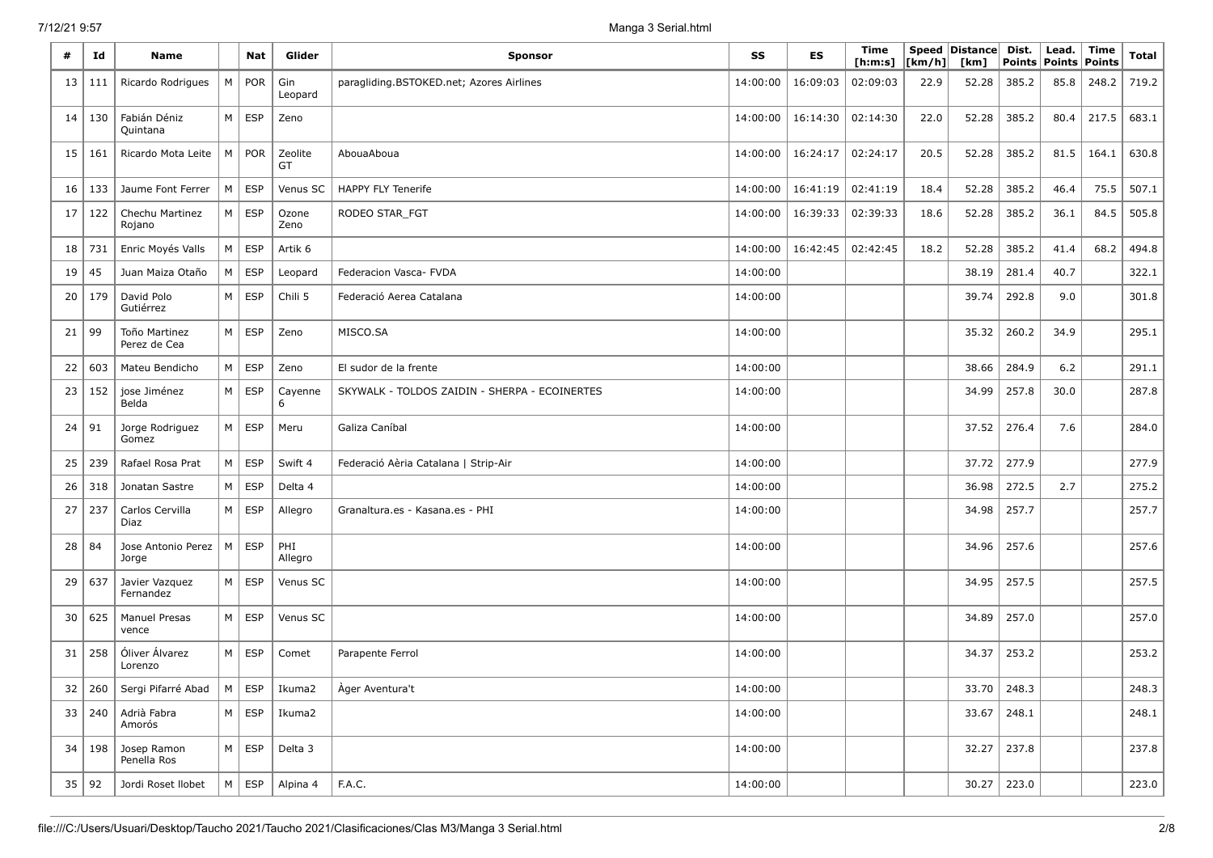| # | Id | Name | | Nat | Glider | Sponsor | SS | ES | Time [h:m:s] | Speed [km/h] | Distance [km] | Dist. Points | Lead. Points | Time Points | Total |
|---|---|---|---|---|---|---|---|---|---|---|---|---|---|---|---|
| 13 | 111 | Ricardo Rodrigues | M | POR | Gin Leopard | paragliding.BSTOKED.net; Azores Airlines | 14:00:00 | 16:09:03 | 02:09:03 | 22.9 | 52.28 | 385.2 | 85.8 | 248.2 | 719.2 |
| 14 | 130 | Fabián Déniz Quintana | M | ESP | Zeno | | 14:00:00 | 16:14:30 | 02:14:30 | 22.0 | 52.28 | 385.2 | 80.4 | 217.5 | 683.1 |
| 15 | 161 | Ricardo Mota Leite | M | POR | Zeolite GT | AbouaAboua | 14:00:00 | 16:24:17 | 02:24:17 | 20.5 | 52.28 | 385.2 | 81.5 | 164.1 | 630.8 |
| 16 | 133 | Jaume Font Ferrer | M | ESP | Venus SC | HAPPY FLY Tenerife | 14:00:00 | 16:41:19 | 02:41:19 | 18.4 | 52.28 | 385.2 | 46.4 | 75.5 | 507.1 |
| 17 | 122 | Chechu Martinez Rojano | M | ESP | Ozone Zeno | RODEO STAR_FGT | 14:00:00 | 16:39:33 | 02:39:33 | 18.6 | 52.28 | 385.2 | 36.1 | 84.5 | 505.8 |
| 18 | 731 | Enric Moyés Valls | M | ESP | Artik 6 | | 14:00:00 | 16:42:45 | 02:42:45 | 18.2 | 52.28 | 385.2 | 41.4 | 68.2 | 494.8 |
| 19 | 45 | Juan Maiza Otaño | M | ESP | Leopard | Federacion Vasca- FVDA | 14:00:00 | | | | 38.19 | 281.4 | 40.7 | | 322.1 |
| 20 | 179 | David Polo Gutiérrez | M | ESP | Chili 5 | Federació Aerea Catalana | 14:00:00 | | | | 39.74 | 292.8 | 9.0 | | 301.8 |
| 21 | 99 | Toño Martinez Perez de Cea | M | ESP | Zeno | MISCO.SA | 14:00:00 | | | | 35.32 | 260.2 | 34.9 | | 295.1 |
| 22 | 603 | Mateu Bendicho | M | ESP | Zeno | El sudor de la frente | 14:00:00 | | | | 38.66 | 284.9 | 6.2 | | 291.1 |
| 23 | 152 | jose Jiménez Belda | M | ESP | Cayenne 6 | SKYWALK - TOLDOS ZAIDIN - SHERPA - ECOINERTES | 14:00:00 | | | | 34.99 | 257.8 | 30.0 | | 287.8 |
| 24 | 91 | Jorge Rodriguez Gomez | M | ESP | Meru | Galiza Caníbal | 14:00:00 | | | | 37.52 | 276.4 | 7.6 | | 284.0 |
| 25 | 239 | Rafael Rosa Prat | M | ESP | Swift 4 | Federació Aèria Catalana \| Strip-Air | 14:00:00 | | | | 37.72 | 277.9 | | | 277.9 |
| 26 | 318 | Jonatan Sastre | M | ESP | Delta 4 | | 14:00:00 | | | | 36.98 | 272.5 | 2.7 | | 275.2 |
| 27 | 237 | Carlos Cervilla Diaz | M | ESP | Allegro | Granaltura.es - Kasana.es - PHI | 14:00:00 | | | | 34.98 | 257.7 | | | 257.7 |
| 28 | 84 | Jose Antonio Perez Jorge | M | ESP | PHI Allegro | | 14:00:00 | | | | 34.96 | 257.6 | | | 257.6 |
| 29 | 637 | Javier Vazquez Fernandez | M | ESP | Venus SC | | 14:00:00 | | | | 34.95 | 257.5 | | | 257.5 |
| 30 | 625 | Manuel Presas vence | M | ESP | Venus SC | | 14:00:00 | | | | 34.89 | 257.0 | | | 257.0 |
| 31 | 258 | Óliver Álvarez Lorenzo | M | ESP | Comet | Parapente Ferrol | 14:00:00 | | | | 34.37 | 253.2 | | | 253.2 |
| 32 | 260 | Sergi Pifarré Abad | M | ESP | Ikuma2 | Àger Aventura't | 14:00:00 | | | | 33.70 | 248.3 | | | 248.3 |
| 33 | 240 | Adrià Fabra Amorós | M | ESP | Ikuma2 | | 14:00:00 | | | | 33.67 | 248.1 | | | 248.1 |
| 34 | 198 | Josep Ramon Penella Ros | M | ESP | Delta 3 | | 14:00:00 | | | | 32.27 | 237.8 | | | 237.8 |
| 35 | 92 | Jordi Roset llobet | M | ESP | Alpina 4 | F.A.C. | 14:00:00 | | | | 30.27 | 223.0 | | | 223.0 |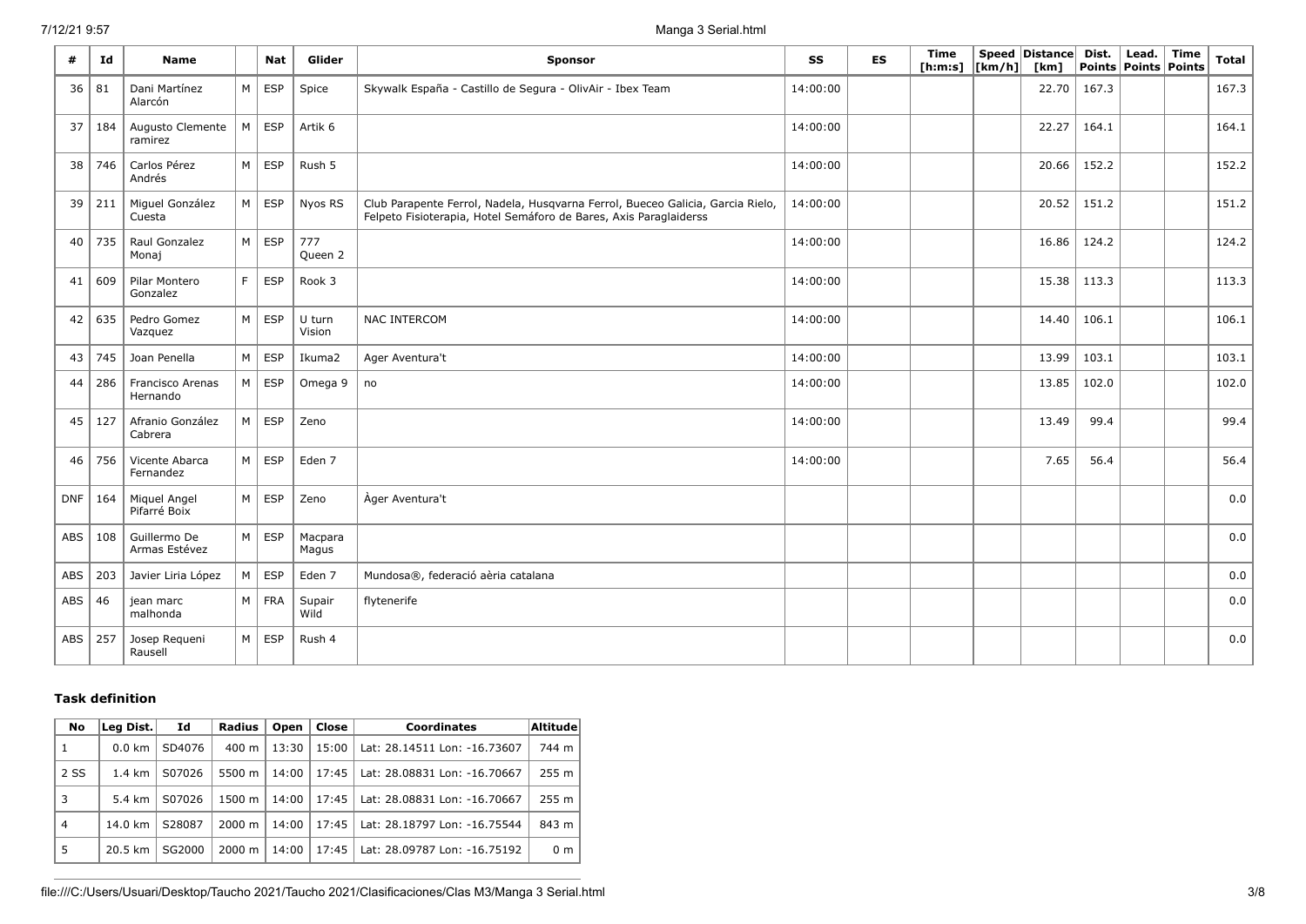| # | Id | Name | | Nat | Glider | Sponsor | SS | ES | Time [h:m:s] | Speed [km/h] | Distance [km] | Dist. Points | Lead. Points | Time Points | Total |
|---|---|---|---|---|---|---|---|---|---|---|---|---|---|---|---|
| 36 | 81 | Dani Martínez Alarcón | M | ESP | Spice | Skywalk España - Castillo de Segura - OlivAir - Ibex Team | 14:00:00 | | | | 22.70 | 167.3 | | | 167.3 |
| 37 | 184 | Augusto Clemente ramirez | M | ESP | Artik 6 | | 14:00:00 | | | | 22.27 | 164.1 | | | 164.1 |
| 38 | 746 | Carlos Pérez Andrés | M | ESP | Rush 5 | | 14:00:00 | | | | 20.66 | 152.2 | | | 152.2 |
| 39 | 211 | Miguel González Cuesta | M | ESP | Nyos RS | Club Parapente Ferrol, Nadela, Husqvarna Ferrol, Bueceo Galicia, Garcia Rielo, Felpeto Fisioterapia, Hotel Semáforo de Bares, Axis Paraglaiderss | 14:00:00 | | | | 20.52 | 151.2 | | | 151.2 |
| 40 | 735 | Raul Gonzalez Monaj | M | ESP | 777 Queen 2 | | 14:00:00 | | | | 16.86 | 124.2 | | | 124.2 |
| 41 | 609 | Pilar Montero Gonzalez | F | ESP | Rook 3 | | 14:00:00 | | | | 15.38 | 113.3 | | | 113.3 |
| 42 | 635 | Pedro Gomez Vazquez | M | ESP | U turn Vision | NAC INTERCOM | 14:00:00 | | | | 14.40 | 106.1 | | | 106.1 |
| 43 | 745 | Joan Penella | M | ESP | Ikuma2 | Ager Aventura't | 14:00:00 | | | | 13.99 | 103.1 | | | 103.1 |
| 44 | 286 | Francisco Arenas Hernando | M | ESP | Omega 9 | no | 14:00:00 | | | | 13.85 | 102.0 | | | 102.0 |
| 45 | 127 | Afranio González Cabrera | M | ESP | Zeno | | 14:00:00 | | | | 13.49 | 99.4 | | | 99.4 |
| 46 | 756 | Vicente Abarca Fernandez | M | ESP | Eden 7 | | 14:00:00 | | | | 7.65 | 56.4 | | | 56.4 |
| DNF | 164 | Miquel Angel Pifarré Boix | M | ESP | Zeno | Àger Aventura't | | | | | | | | | 0.0 |
| ABS | 108 | Guillermo De Armas Estévez | M | ESP | Macpara Magus | | | | | | | | | | 0.0 |
| ABS | 203 | Javier Liria López | M | ESP | Eden 7 | Mundosa®, federació aèria catalana | | | | | | | | | 0.0 |
| ABS | 46 | jean marc malhonda | M | FRA | Supair Wild | flytenerife | | | | | | | | | 0.0 |
| ABS | 257 | Josep Requeni Rausell | M | ESP | Rush 4 | | | | | | | | | | 0.0 |

### Task definition

| No | Leg Dist. | Id | Radius | Open | Close | Coordinates | Altitude |
|---|---|---|---|---|---|---|---|
| 1 | 0.0 km | SD4076 | 400 m | 13:30 | 15:00 | Lat: 28.14511 Lon: -16.73607 | 744 m |
| 2 SS | 1.4 km | S07026 | 5500 m | 14:00 | 17:45 | Lat: 28.08831 Lon: -16.70667 | 255 m |
| 3 | 5.4 km | S07026 | 1500 m | 14:00 | 17:45 | Lat: 28.08831 Lon: -16.70667 | 255 m |
| 4 | 14.0 km | S28087 | 2000 m | 14:00 | 17:45 | Lat: 28.18797 Lon: -16.75544 | 843 m |
| 5 | 20.5 km | SG2000 | 2000 m | 14:00 | 17:45 | Lat: 28.09787 Lon: -16.75192 | 0 m |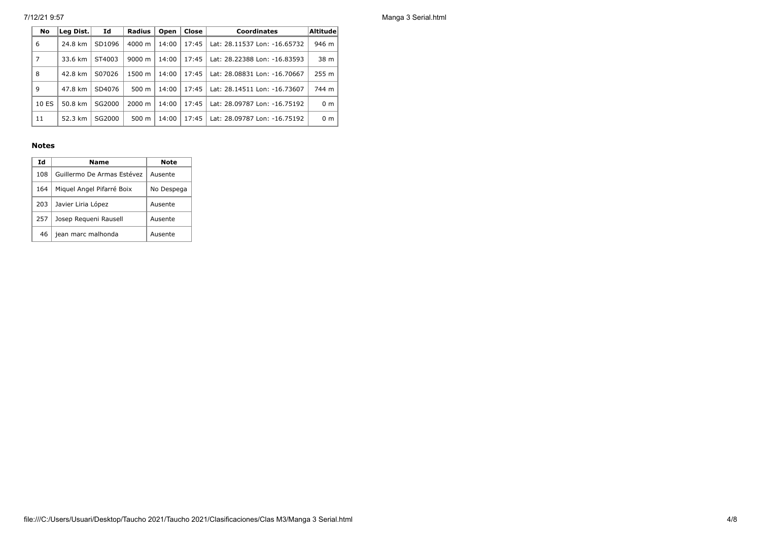| No | Leg Dist. | Id | Radius | Open | Close | Coordinates | Altitude |
|---|---|---|---|---|---|---|---|
| 6 | 24.8 km | SD1096 | 4000 m | 14:00 | 17:45 | Lat: 28.11537 Lon: -16.65732 | 946 m |
| 7 | 33.6 km | ST4003 | 9000 m | 14:00 | 17:45 | Lat: 28.22388 Lon: -16.83593 | 38 m |
| 8 | 42.8 km | S07026 | 1500 m | 14:00 | 17:45 | Lat: 28.08831 Lon: -16.70667 | 255 m |
| 9 | 47.8 km | SD4076 | 500 m | 14:00 | 17:45 | Lat: 28.14511 Lon: -16.73607 | 744 m |
| 10 ES | 50.8 km | SG2000 | 2000 m | 14:00 | 17:45 | Lat: 28.09787 Lon: -16.75192 | 0 m |
| 11 | 52.3 km | SG2000 | 500 m | 14:00 | 17:45 | Lat: 28.09787 Lon: -16.75192 | 0 m |

### Notes

| Id | Name | Note |
|---|---|---|
| 108 | Guillermo De Armas Estévez | Ausente |
| 164 | Miquel Angel Pifarré Boix | No Despega |
| 203 | Javier Liria López | Ausente |
| 257 | Josep Requeni Rausell | Ausente |
| 46 | jean marc malhonda | Ausente |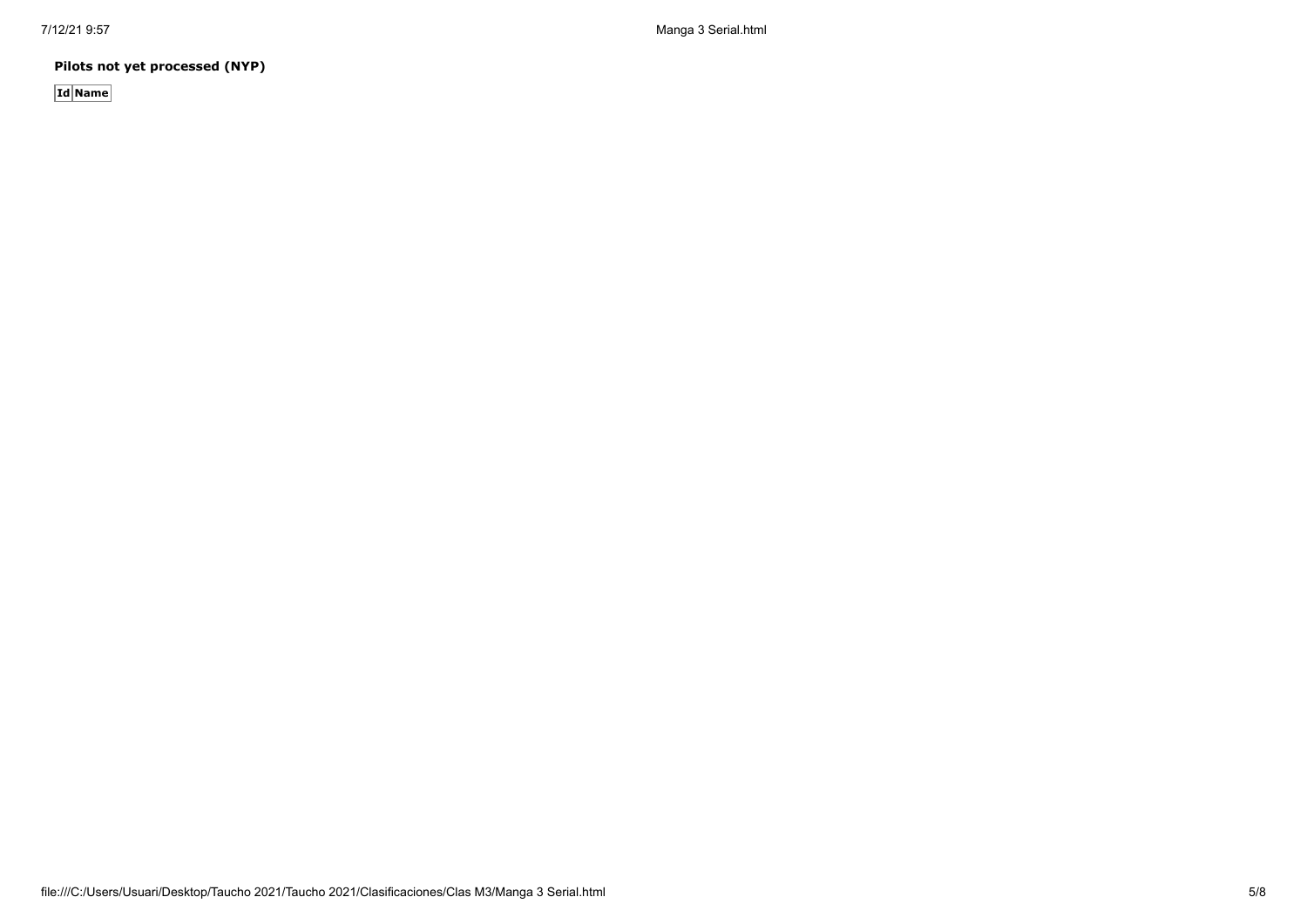**Pilots not yet processed (NYP)**

| Id | Name |
| --- | --- |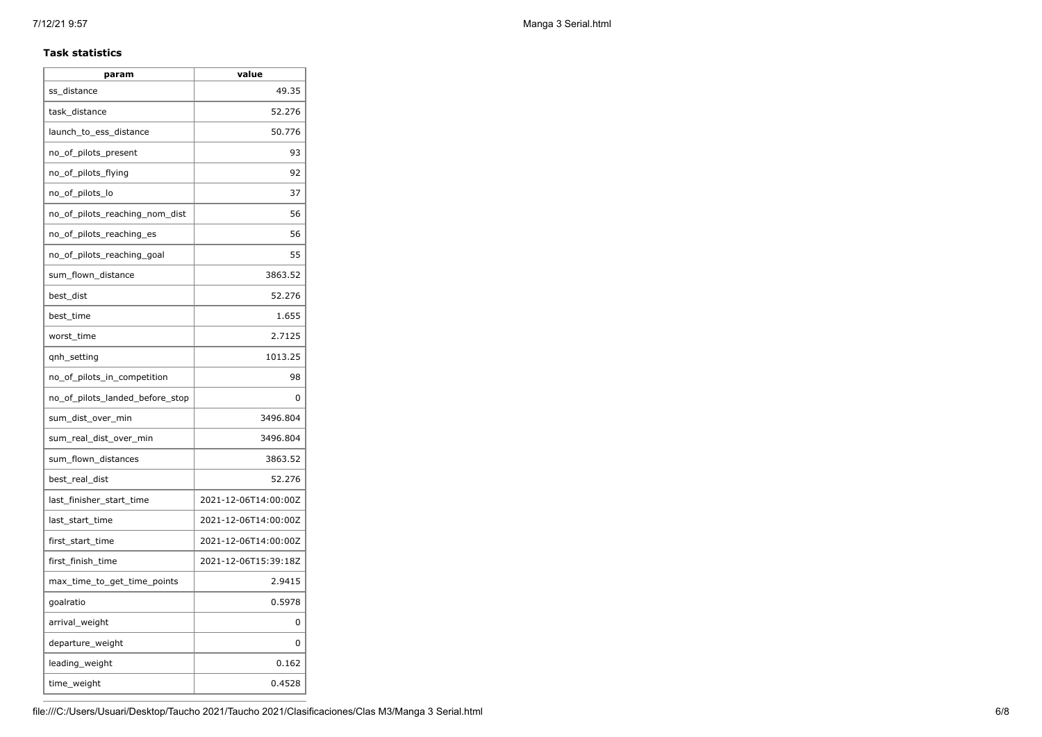**Task statistics**

| param | value |
| --- | --- |
| ss_distance | 49.35 |
| task_distance | 52.276 |
| launch_to_ess_distance | 50.776 |
| no_of_pilots_present | 93 |
| no_of_pilots_flying | 92 |
| no_of_pilots_lo | 37 |
| no_of_pilots_reaching_nom_dist | 56 |
| no_of_pilots_reaching_es | 56 |
| no_of_pilots_reaching_goal | 55 |
| sum_flown_distance | 3863.52 |
| best_dist | 52.276 |
| best_time | 1.655 |
| worst_time | 2.7125 |
| qnh_setting | 1013.25 |
| no_of_pilots_in_competition | 98 |
| no_of_pilots_landed_before_stop | 0 |
| sum_dist_over_min | 3496.804 |
| sum_real_dist_over_min | 3496.804 |
| sum_flown_distances | 3863.52 |
| best_real_dist | 52.276 |
| last_finisher_start_time | 2021-12-06T14:00:00Z |
| last_start_time | 2021-12-06T14:00:00Z |
| first_start_time | 2021-12-06T14:00:00Z |
| first_finish_time | 2021-12-06T15:39:18Z |
| max_time_to_get_time_points | 2.9415 |
| goalratio | 0.5978 |
| arrival_weight | 0 |
| departure_weight | 0 |
| leading_weight | 0.162 |
| time_weight | 0.4528 |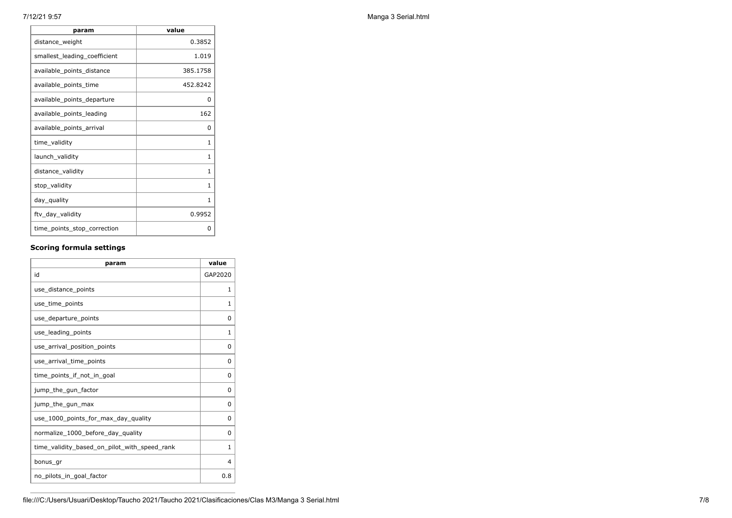| param | value |
| --- | --- |
| distance_weight | 0.3852 |
| smallest_leading_coefficient | 1.019 |
| available_points_distance | 385.1758 |
| available_points_time | 452.8242 |
| available_points_departure | 0 |
| available_points_leading | 162 |
| available_points_arrival | 0 |
| time_validity | 1 |
| launch_validity | 1 |
| distance_validity | 1 |
| stop_validity | 1 |
| day_quality | 1 |
| ftv_day_validity | 0.9952 |
| time_points_stop_correction | 0 |

### Scoring formula settings

| param | value |
| --- | --- |
| id | GAP2020 |
| use_distance_points | 1 |
| use_time_points | 1 |
| use_departure_points | 0 |
| use_leading_points | 1 |
| use_arrival_position_points | 0 |
| use_arrival_time_points | 0 |
| time_points_if_not_in_goal | 0 |
| jump_the_gun_factor | 0 |
| jump_the_gun_max | 0 |
| use_1000_points_for_max_day_quality | 0 |
| normalize_1000_before_day_quality | 0 |
| time_validity_based_on_pilot_with_speed_rank | 1 |
| bonus_gr | 4 |
| no_pilots_in_goal_factor | 0.8 |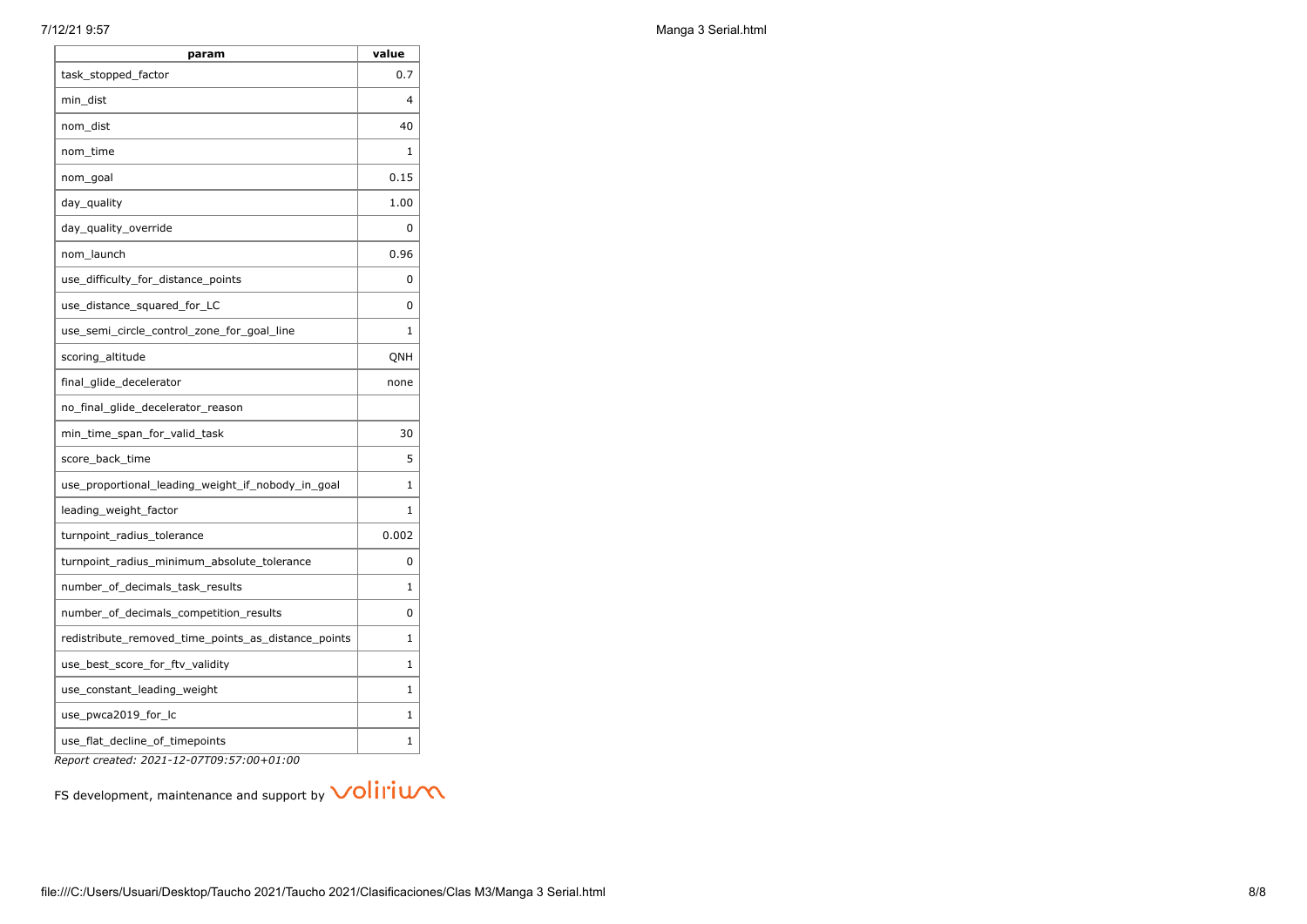| param | value |
|---|---|
| task_stopped_factor | 0.7 |
| min_dist | 4 |
| nom_dist | 40 |
| nom_time | 1 |
| nom_goal | 0.15 |
| day_quality | 1.00 |
| day_quality_override | 0 |
| nom_launch | 0.96 |
| use_difficulty_for_distance_points | 0 |
| use_distance_squared_for_LC | 0 |
| use_semi_circle_control_zone_for_goal_line | 1 |
| scoring_altitude | QNH |
| final_glide_decelerator | none |
| no_final_glide_decelerator_reason | |
| min_time_span_for_valid_task | 30 |
| score_back_time | 5 |
| use_proportional_leading_weight_if_nobody_in_goal | 1 |
| leading_weight_factor | 1 |
| turnpoint_radius_tolerance | 0.002 |
| turnpoint_radius_minimum_absolute_tolerance | 0 |
| number_of_decimals_task_results | 1 |
| number_of_decimals_competition_results | 0 |
| redistribute_removed_time_points_as_distance_points | 1 |
| use_best_score_for_ftv_validity | 1 |
| use_constant_leading_weight | 1 |
| use_pwca2019_for_lc | 1 |
| use_flat_decline_of_timepoints | 1 |

*Report created: 2021-12-07T09:57:00+01:00*

FS development, maintenance and support by volirium